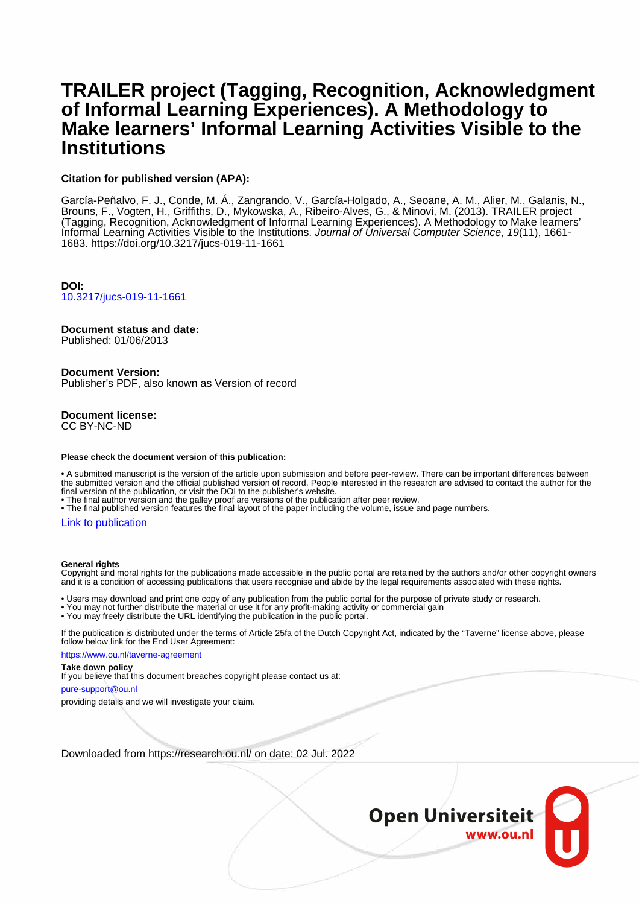# TRAILER project (Tagging, Recognition, Acknowledgment of Informal Learning Experiences). A Methodology to Make learners' Informal Learning Activities Visible to the Institutions

**Citation for published version (APA):**

García-Peñalvo, F. J., Conde, M. Á., Zangrando, V., García-Holgado, A., Seoane, A. M., Alier, M., Galanis, N., Brouns, F., Vogten, H., Griffiths, D., Mykowska, A., Ribeiro-Alves, G., & Minovi, M. (2013). TRAILER project (Tagging, Recognition, Acknowledgment of Informal Learning Experiences). A Methodology to Make learners' Informal Learning Activities Visible to the Institutions. *Journal of Universal Computer Science*, *19*(11), 1661-1683. https://doi.org/10.3217/jucs-019-11-1661

**DOI:**
10.3217/jucs-019-11-1661

**Document status and date:**
Published: 01/06/2013

**Document Version:**
Publisher's PDF, also known as Version of record

**Document license:**
CC BY-NC-ND

**Please check the document version of this publication:**

• A submitted manuscript is the version of the article upon submission and before peer-review. There can be important differences between the submitted version and the official published version of record. People interested in the research are advised to contact the author for the final version of the publication, or visit the DOI to the publisher's website.
• The final author version and the galley proof are versions of the publication after peer review.
• The final published version features the final layout of the paper including the volume, issue and page numbers.

Link to publication

**General rights**
Copyright and moral rights for the publications made accessible in the public portal are retained by the authors and/or other copyright owners and it is a condition of accessing publications that users recognise and abide by the legal requirements associated with these rights.

• Users may download and print one copy of any publication from the public portal for the purpose of private study or research.
• You may not further distribute the material or use it for any profit-making activity or commercial gain
• You may freely distribute the URL identifying the publication in the public portal.

If the publication is distributed under the terms of Article 25fa of the Dutch Copyright Act, indicated by the "Taverne" license above, please follow below link for the End User Agreement:

https://www.ou.nl/taverne-agreement

**Take down policy**
If you believe that this document breaches copyright please contact us at:

pure-support@ou.nl

providing details and we will investigate your claim.

Downloaded from https://research.ou.nl/ on date: 02 Jul. 2022

Open Universiteit
www.ou.nl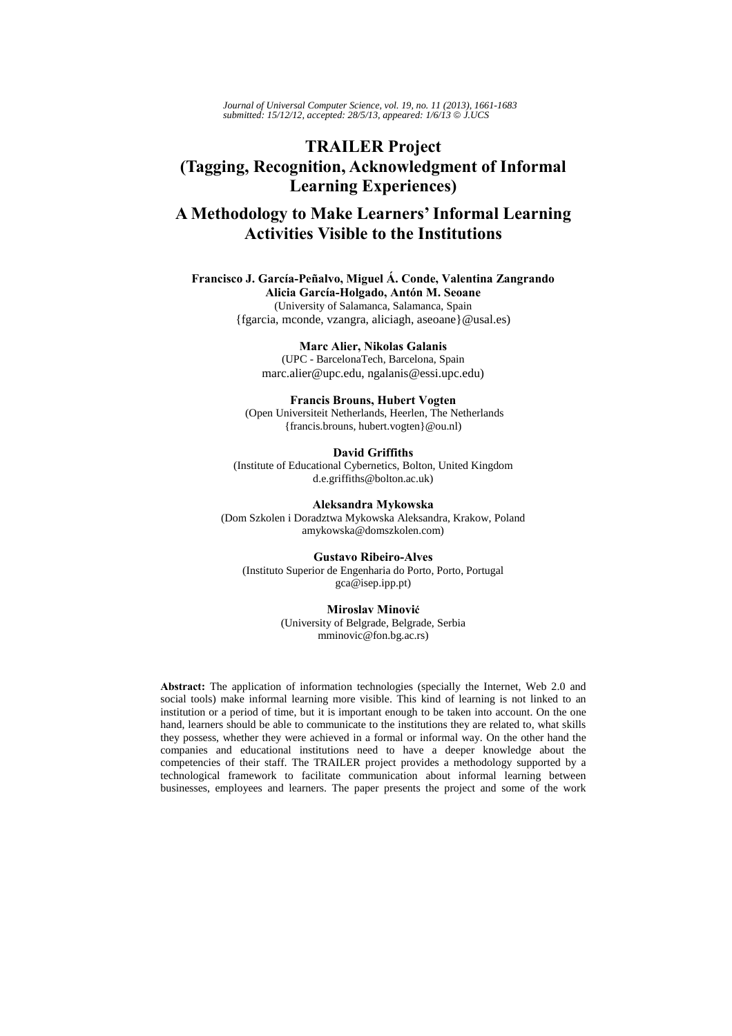Journal of Universal Computer Science, vol. 19, no. 11 (2013), 1661-1683
submitted: 15/12/12, accepted: 28/5/13, appeared: 1/6/13 © J.UCS

# TRAILER Project (Tagging, Recognition, Acknowledgment of Informal Learning Experiences)

## A Methodology to Make Learners' Informal Learning Activities Visible to the Institutions

**Francisco J. García-Peñalvo, Miguel Á. Conde, Valentina Zangrando Alicia García-Holgado, Antón M. Seoane**
(University of Salamanca, Salamanca, Spain
{fgarcia, mconde, vzangra, aliciagh, aseoane}@usal.es)

**Marc Alier, Nikolas Galanis**
(UPC - BarcelonaTech, Barcelona, Spain
marc.alier@upc.edu, ngalanis@essi.upc.edu)

**Francis Brouns, Hubert Vogten**
(Open Universiteit Netherlands, Heerlen, The Netherlands
{francis.brouns, hubert.vogten}@ou.nl)

**David Griffiths**
(Institute of Educational Cybernetics, Bolton, United Kingdom
d.e.griffiths@bolton.ac.uk)

**Aleksandra Mykowska**
(Dom Szkolen i Doradztwa Mykowska Aleksandra, Krakow, Poland
amykowska@domszkolen.com)

**Gustavo Ribeiro-Alves**
(Instituto Superior de Engenharia do Porto, Porto, Portugal
gca@isep.ipp.pt)

**Miroslav Minović**
(University of Belgrade, Belgrade, Serbia
mminovic@fon.bg.ac.rs)

**Abstract:** The application of information technologies (specially the Internet, Web 2.0 and social tools) make informal learning more visible. This kind of learning is not linked to an institution or a period of time, but it is important enough to be taken into account. On the one hand, learners should be able to communicate to the institutions they are related to, what skills they possess, whether they were achieved in a formal or informal way. On the other hand the companies and educational institutions need to have a deeper knowledge about the competencies of their staff. The TRAILER project provides a methodology supported by a technological framework to facilitate communication about informal learning between businesses, employees and learners. The paper presents the project and some of the work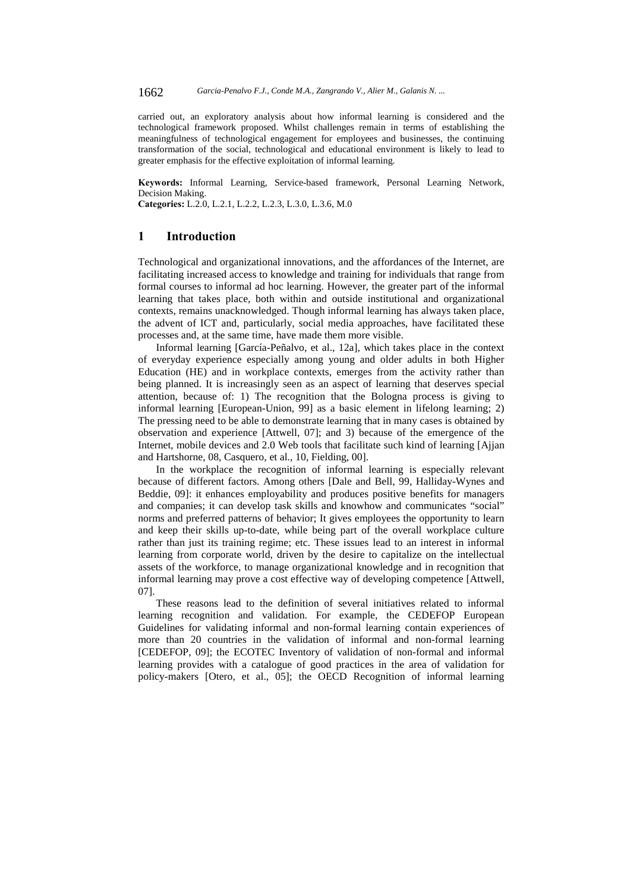carried out, an exploratory analysis about how informal learning is considered and the technological framework proposed. Whilst challenges remain in terms of establishing the meaningfulness of technological engagement for employees and businesses, the continuing transformation of the social, technological and educational environment is likely to lead to greater emphasis for the effective exploitation of informal learning.

**Keywords:** Informal Learning, Service-based framework, Personal Learning Network, Decision Making.
**Categories:** L.2.0, L.2.1, L.2.2, L.2.3, L.3.0, L.3.6, M.0

## 1 Introduction

Technological and organizational innovations, and the affordances of the Internet, are facilitating increased access to knowledge and training for individuals that range from formal courses to informal ad hoc learning. However, the greater part of the informal learning that takes place, both within and outside institutional and organizational contexts, remains unacknowledged. Though informal learning has always taken place, the advent of ICT and, particularly, social media approaches, have facilitated these processes and, at the same time, have made them more visible.

Informal learning [García-Peñalvo, et al., 12a], which takes place in the context of everyday experience especially among young and older adults in both Higher Education (HE) and in workplace contexts, emerges from the activity rather than being planned. It is increasingly seen as an aspect of learning that deserves special attention, because of: 1) The recognition that the Bologna process is giving to informal learning [European-Union, 99] as a basic element in lifelong learning; 2) The pressing need to be able to demonstrate learning that in many cases is obtained by observation and experience [Attwell, 07]; and 3) because of the emergence of the Internet, mobile devices and 2.0 Web tools that facilitate such kind of learning [Ajjan and Hartshorne, 08, Casquero, et al., 10, Fielding, 00].

In the workplace the recognition of informal learning is especially relevant because of different factors. Among others [Dale and Bell, 99, Halliday-Wynes and Beddie, 09]: it enhances employability and produces positive benefits for managers and companies; it can develop task skills and knowhow and communicates "social" norms and preferred patterns of behavior; It gives employees the opportunity to learn and keep their skills up-to-date, while being part of the overall workplace culture rather than just its training regime; etc. These issues lead to an interest in informal learning from corporate world, driven by the desire to capitalize on the intellectual assets of the workforce, to manage organizational knowledge and in recognition that informal learning may prove a cost effective way of developing competence [Attwell, 07].

These reasons lead to the definition of several initiatives related to informal learning recognition and validation. For example, the CEDEFOP European Guidelines for validating informal and non-formal learning contain experiences of more than 20 countries in the validation of informal and non-formal learning [CEDEFOP, 09]; the ECOTEC Inventory of validation of non-formal and informal learning provides with a catalogue of good practices in the area of validation for policy-makers [Otero, et al., 05]; the OECD Recognition of informal learning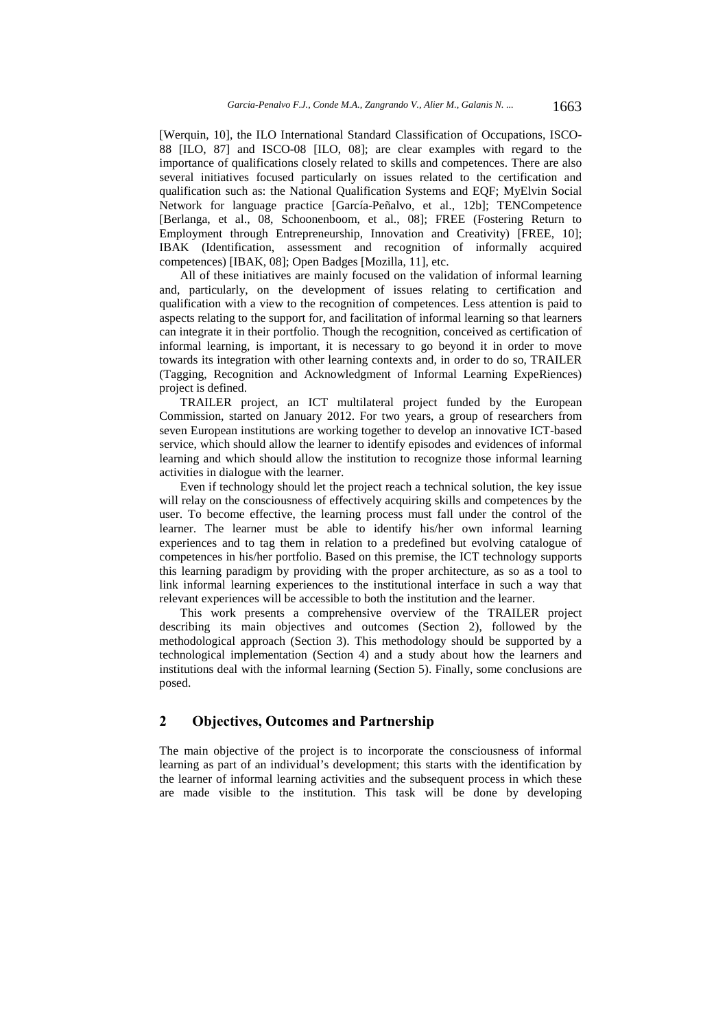[Werquin, 10], the ILO International Standard Classification of Occupations, ISCO-88 [ILO, 87] and ISCO-08 [ILO, 08]; are clear examples with regard to the importance of qualifications closely related to skills and competences. There are also several initiatives focused particularly on issues related to the certification and qualification such as: the National Qualification Systems and EQF; MyElvin Social Network for language practice [García-Peñalvo, et al., 12b]; TENCompetence [Berlanga, et al., 08, Schoonenboom, et al., 08]; FREE (Fostering Return to Employment through Entrepreneurship, Innovation and Creativity) [FREE, 10]; IBAK (Identification, assessment and recognition of informally acquired competences) [IBAK, 08]; Open Badges [Mozilla, 11], etc.

All of these initiatives are mainly focused on the validation of informal learning and, particularly, on the development of issues relating to certification and qualification with a view to the recognition of competences. Less attention is paid to aspects relating to the support for, and facilitation of informal learning so that learners can integrate it in their portfolio. Though the recognition, conceived as certification of informal learning, is important, it is necessary to go beyond it in order to move towards its integration with other learning contexts and, in order to do so, TRAILER (Tagging, Recognition and Acknowledgment of Informal Learning ExpeRiences) project is defined.

TRAILER project, an ICT multilateral project funded by the European Commission, started on January 2012. For two years, a group of researchers from seven European institutions are working together to develop an innovative ICT-based service, which should allow the learner to identify episodes and evidences of informal learning and which should allow the institution to recognize those informal learning activities in dialogue with the learner.

Even if technology should let the project reach a technical solution, the key issue will relay on the consciousness of effectively acquiring skills and competences by the user. To become effective, the learning process must fall under the control of the learner. The learner must be able to identify his/her own informal learning experiences and to tag them in relation to a predefined but evolving catalogue of competences in his/her portfolio. Based on this premise, the ICT technology supports this learning paradigm by providing with the proper architecture, as so as a tool to link informal learning experiences to the institutional interface in such a way that relevant experiences will be accessible to both the institution and the learner.

This work presents a comprehensive overview of the TRAILER project describing its main objectives and outcomes (Section 2), followed by the methodological approach (Section 3). This methodology should be supported by a technological implementation (Section 4) and a study about how the learners and institutions deal with the informal learning (Section 5). Finally, some conclusions are posed.

## 2 Objectives, Outcomes and Partnership

The main objective of the project is to incorporate the consciousness of informal learning as part of an individual's development; this starts with the identification by the learner of informal learning activities and the subsequent process in which these are made visible to the institution. This task will be done by developing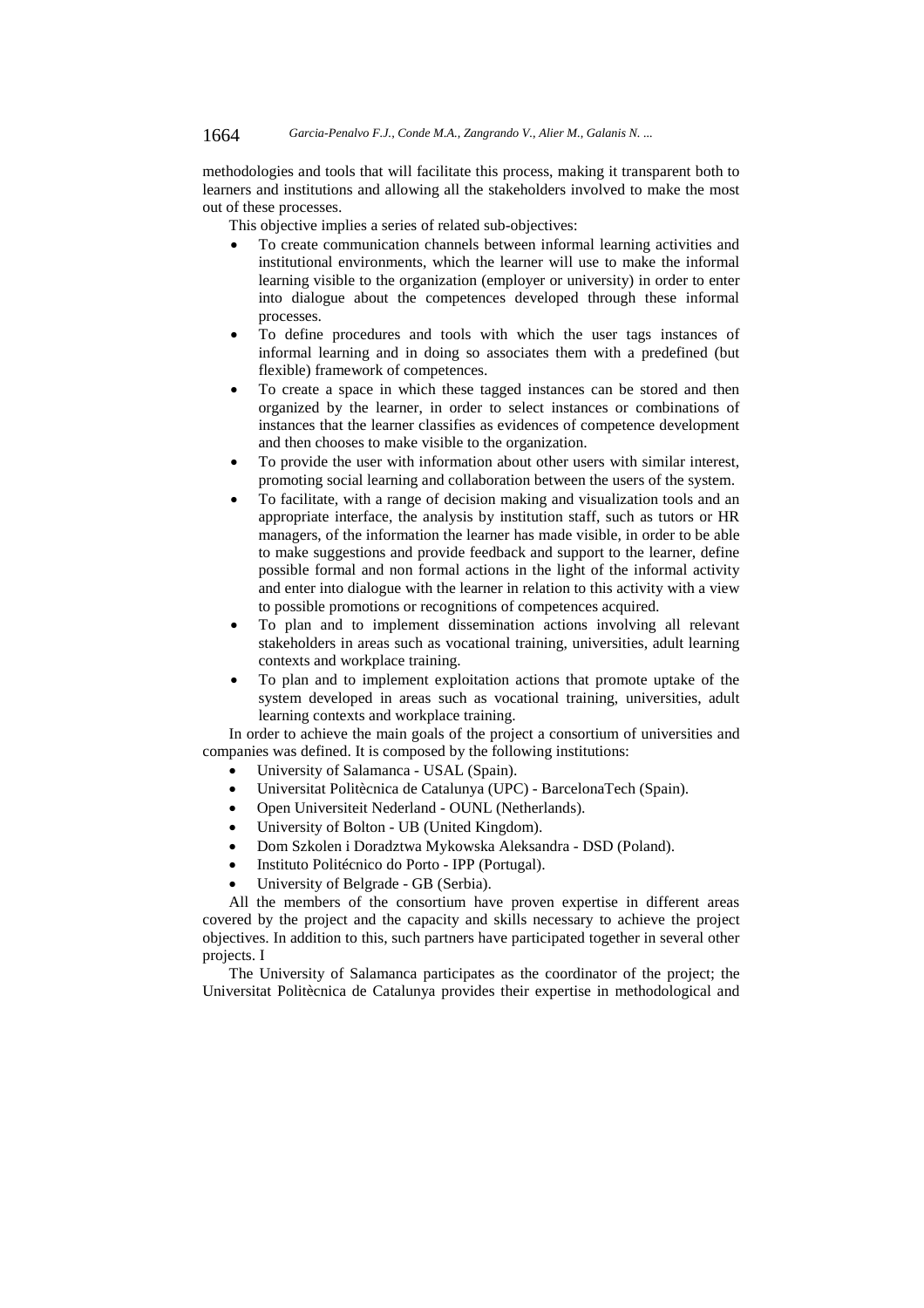methodologies and tools that will facilitate this process, making it transparent both to learners and institutions and allowing all the stakeholders involved to make the most out of these processes.

This objective implies a series of related sub-objectives:

- To create communication channels between informal learning activities and institutional environments, which the learner will use to make the informal learning visible to the organization (employer or university) in order to enter into dialogue about the competences developed through these informal processes.
- To define procedures and tools with which the user tags instances of informal learning and in doing so associates them with a predefined (but flexible) framework of competences.
- To create a space in which these tagged instances can be stored and then organized by the learner, in order to select instances or combinations of instances that the learner classifies as evidences of competence development and then chooses to make visible to the organization.
- To provide the user with information about other users with similar interest, promoting social learning and collaboration between the users of the system.
- To facilitate, with a range of decision making and visualization tools and an appropriate interface, the analysis by institution staff, such as tutors or HR managers, of the information the learner has made visible, in order to be able to make suggestions and provide feedback and support to the learner, define possible formal and non formal actions in the light of the informal activity and enter into dialogue with the learner in relation to this activity with a view to possible promotions or recognitions of competences acquired.
- To plan and to implement dissemination actions involving all relevant stakeholders in areas such as vocational training, universities, adult learning contexts and workplace training.
- To plan and to implement exploitation actions that promote uptake of the system developed in areas such as vocational training, universities, adult learning contexts and workplace training.

In order to achieve the main goals of the project a consortium of universities and companies was defined. It is composed by the following institutions:

- University of Salamanca - USAL (Spain).
- Universitat Politècnica de Catalunya (UPC) - BarcelonaTech (Spain).
- Open Universiteit Nederland - OUNL (Netherlands).
- University of Bolton - UB (United Kingdom).
- Dom Szkolen i Doradztwa Mykowska Aleksandra - DSD (Poland).
- Instituto Politécnico do Porto - IPP (Portugal).
- University of Belgrade - GB (Serbia).

All the members of the consortium have proven expertise in different areas covered by the project and the capacity and skills necessary to achieve the project objectives. In addition to this, such partners have participated together in several other projects. I

The University of Salamanca participates as the coordinator of the project; the Universitat Politècnica de Catalunya provides their expertise in methodological and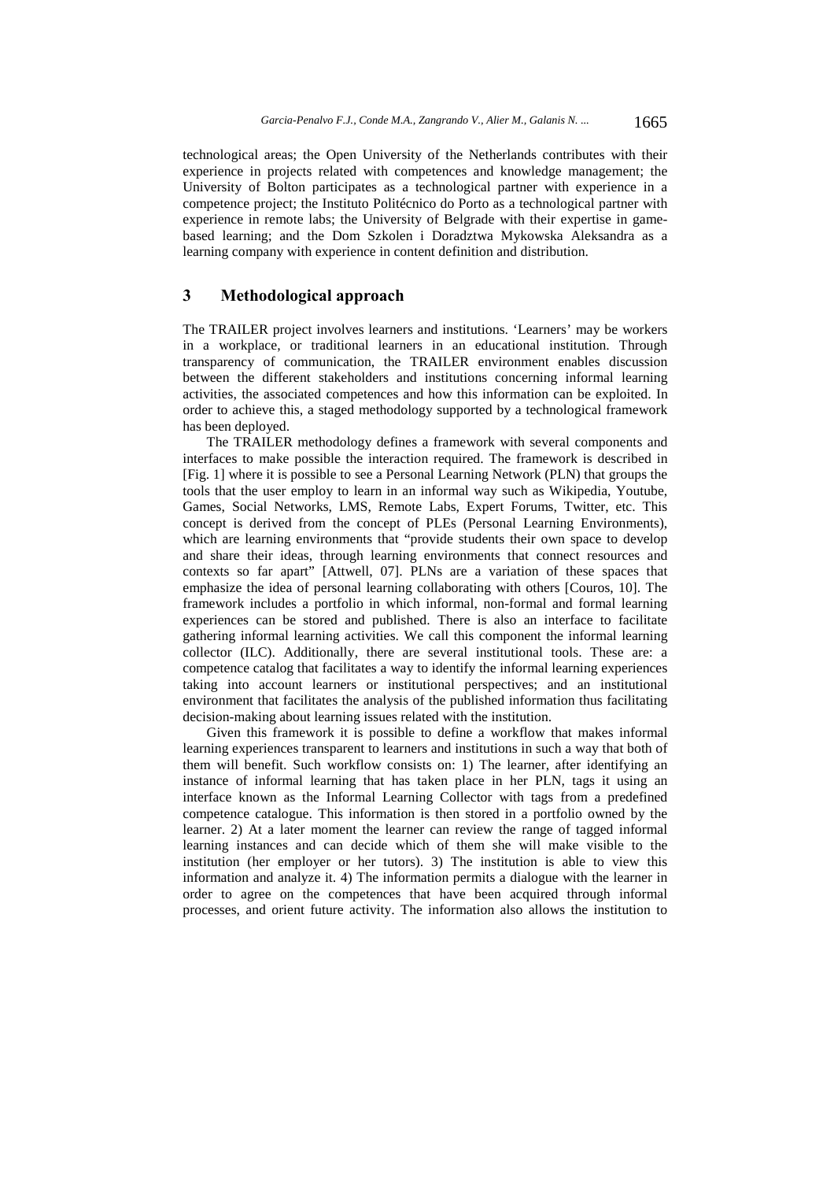technological areas; the Open University of the Netherlands contributes with their experience in projects related with competences and knowledge management; the University of Bolton participates as a technological partner with experience in a competence project; the Instituto Politécnico do Porto as a technological partner with experience in remote labs; the University of Belgrade with their expertise in game-based learning; and the Dom Szkolen i Doradztwa Mykowska Aleksandra as a learning company with experience in content definition and distribution.

## 3 Methodological approach

The TRAILER project involves learners and institutions. 'Learners' may be workers in a workplace, or traditional learners in an educational institution. Through transparency of communication, the TRAILER environment enables discussion between the different stakeholders and institutions concerning informal learning activities, the associated competences and how this information can be exploited. In order to achieve this, a staged methodology supported by a technological framework has been deployed.

The TRAILER methodology defines a framework with several components and interfaces to make possible the interaction required. The framework is described in [Fig. 1] where it is possible to see a Personal Learning Network (PLN) that groups the tools that the user employ to learn in an informal way such as Wikipedia, Youtube, Games, Social Networks, LMS, Remote Labs, Expert Forums, Twitter, etc. This concept is derived from the concept of PLEs (Personal Learning Environments), which are learning environments that "provide students their own space to develop and share their ideas, through learning environments that connect resources and contexts so far apart" [Attwell, 07]. PLNs are a variation of these spaces that emphasize the idea of personal learning collaborating with others [Couros, 10]. The framework includes a portfolio in which informal, non-formal and formal learning experiences can be stored and published. There is also an interface to facilitate gathering informal learning activities. We call this component the informal learning collector (ILC). Additionally, there are several institutional tools. These are: a competence catalog that facilitates a way to identify the informal learning experiences taking into account learners or institutional perspectives; and an institutional environment that facilitates the analysis of the published information thus facilitating decision-making about learning issues related with the institution.

Given this framework it is possible to define a workflow that makes informal learning experiences transparent to learners and institutions in such a way that both of them will benefit. Such workflow consists on: 1) The learner, after identifying an instance of informal learning that has taken place in her PLN, tags it using an interface known as the Informal Learning Collector with tags from a predefined competence catalogue. This information is then stored in a portfolio owned by the learner. 2) At a later moment the learner can review the range of tagged informal learning instances and can decide which of them she will make visible to the institution (her employer or her tutors). 3) The institution is able to view this information and analyze it. 4) The information permits a dialogue with the learner in order to agree on the competences that have been acquired through informal processes, and orient future activity. The information also allows the institution to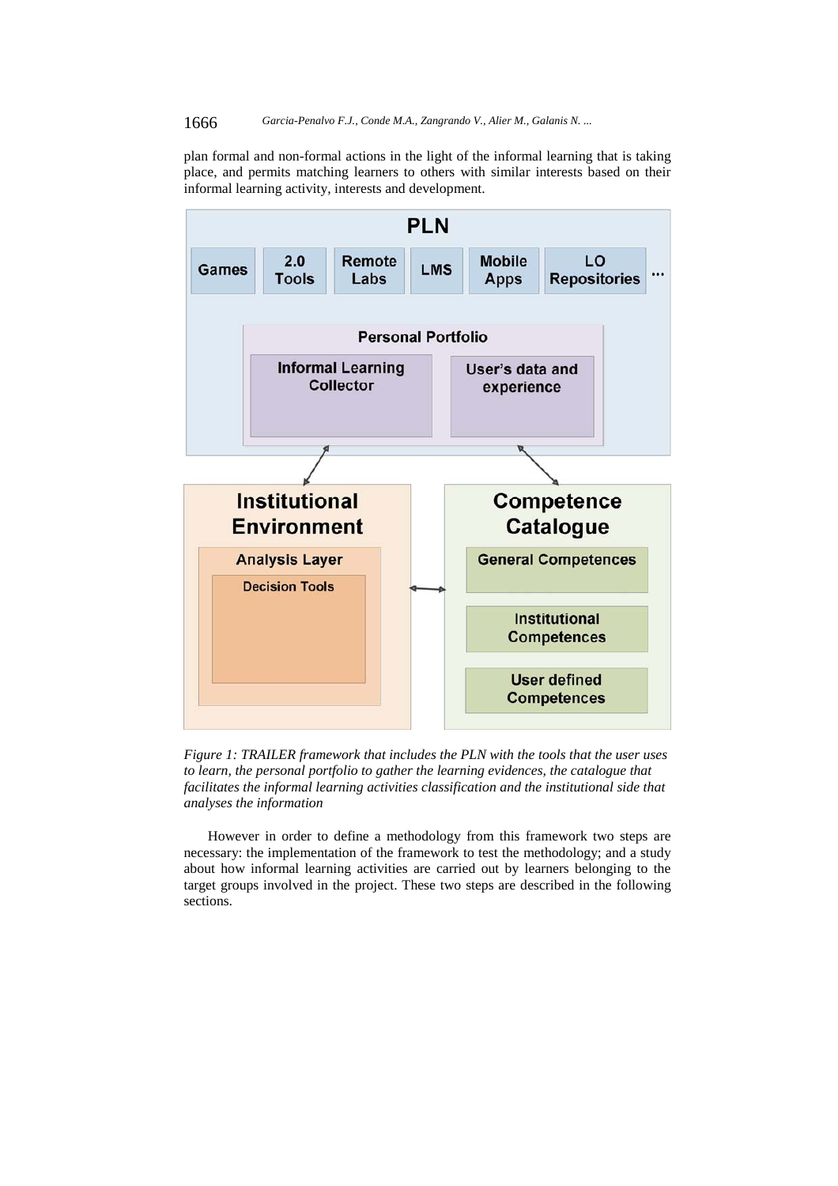plan formal and non-formal actions in the light of the informal learning that is taking place, and permits matching learners to others with similar interests based on their informal learning activity, interests and development.

PLN

Games | 2.0 Tools | Remote Labs | LMS | Mobile Apps | LO Repositories | ...

Personal Portfolio

Informal Learning Collector

User's data and experience

Institutional Environment

Analysis Layer

Decision Tools

Competence Catalogue

General Competences

Institutional Competences

User defined Competences

*Figure 1: TRAILER framework that includes the PLN with the tools that the user uses to learn, the personal portfolio to gather the learning evidences, the catalogue that facilitates the informal learning activities classification and the institutional side that analyses the information*

However in order to define a methodology from this framework two steps are necessary: the implementation of the framework to test the methodology; and a study about how informal learning activities are carried out by learners belonging to the target groups involved in the project. These two steps are described in the following sections.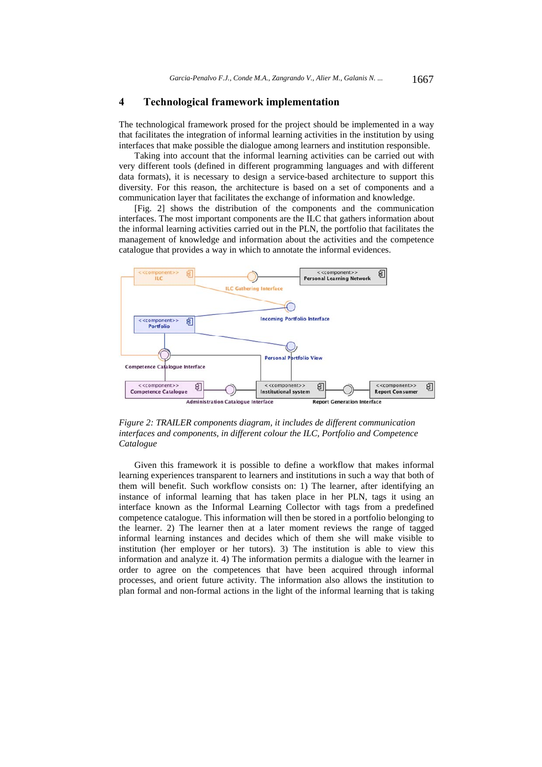## 4 Technological framework implementation

The technological framework prosed for the project should be implemented in a way that facilitates the integration of informal learning activities in the institution by using interfaces that make possible the dialogue among learners and institution responsible.

Taking into account that the informal learning activities can be carried out with very different tools (defined in different programming languages and with different data formats), it is necessary to design a service-based architecture to support this diversity. For this reason, the architecture is based on a set of components and a communication layer that facilitates the exchange of information and knowledge.

[Fig. 2] shows the distribution of the components and the communication interfaces. The most important components are the ILC that gathers information about the informal learning activities carried out in the PLN, the portfolio that facilitates the management of knowledge and information about the activities and the competence catalogue that provides a way in which to annotate the informal evidences.

*Figure 2: TRAILER components diagram, it includes de different communication interfaces and components, in different colour the ILC, Portfolio and Competence Catalogue*

Given this framework it is possible to define a workflow that makes informal learning experiences transparent to learners and institutions in such a way that both of them will benefit. Such workflow consists on: 1) The learner, after identifying an instance of informal learning that has taken place in her PLN, tags it using an interface known as the Informal Learning Collector with tags from a predefined competence catalogue. This information will then be stored in a portfolio belonging to the learner. 2) The learner then at a later moment reviews the range of tagged informal learning instances and decides which of them she will make visible to institution (her employer or her tutors). 3) The institution is able to view this information and analyze it. 4) The information permits a dialogue with the learner in order to agree on the competences that have been acquired through informal processes, and orient future activity. The information also allows the institution to plan formal and non-formal actions in the light of the informal learning that is taking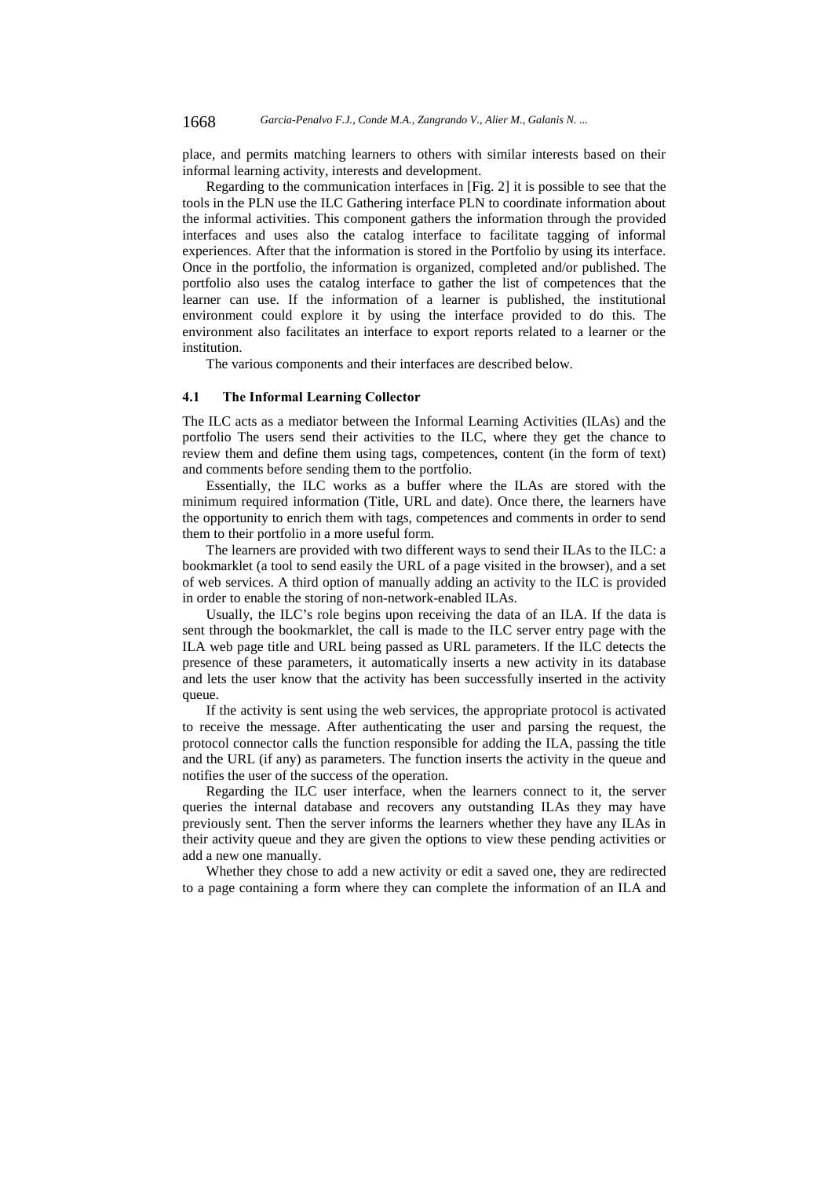place, and permits matching learners to others with similar interests based on their informal learning activity, interests and development.

Regarding to the communication interfaces in [Fig. 2] it is possible to see that the tools in the PLN use the ILC Gathering interface PLN to coordinate information about the informal activities. This component gathers the information through the provided interfaces and uses also the catalog interface to facilitate tagging of informal experiences. After that the information is stored in the Portfolio by using its interface. Once in the portfolio, the information is organized, completed and/or published. The portfolio also uses the catalog interface to gather the list of competences that the learner can use. If the information of a learner is published, the institutional environment could explore it by using the interface provided to do this. The environment also facilitates an interface to export reports related to a learner or the institution.

The various components and their interfaces are described below.

### 4.1 The Informal Learning Collector

The ILC acts as a mediator between the Informal Learning Activities (ILAs) and the portfolio The users send their activities to the ILC, where they get the chance to review them and define them using tags, competences, content (in the form of text) and comments before sending them to the portfolio.

Essentially, the ILC works as a buffer where the ILAs are stored with the minimum required information (Title, URL and date). Once there, the learners have the opportunity to enrich them with tags, competences and comments in order to send them to their portfolio in a more useful form.

The learners are provided with two different ways to send their ILAs to the ILC: a bookmarklet (a tool to send easily the URL of a page visited in the browser), and a set of web services. A third option of manually adding an activity to the ILC is provided in order to enable the storing of non-network-enabled ILAs.

Usually, the ILC's role begins upon receiving the data of an ILA. If the data is sent through the bookmarklet, the call is made to the ILC server entry page with the ILA web page title and URL being passed as URL parameters. If the ILC detects the presence of these parameters, it automatically inserts a new activity in its database and lets the user know that the activity has been successfully inserted in the activity queue.

If the activity is sent using the web services, the appropriate protocol is activated to receive the message. After authenticating the user and parsing the request, the protocol connector calls the function responsible for adding the ILA, passing the title and the URL (if any) as parameters. The function inserts the activity in the queue and notifies the user of the success of the operation.

Regarding the ILC user interface, when the learners connect to it, the server queries the internal database and recovers any outstanding ILAs they may have previously sent. Then the server informs the learners whether they have any ILAs in their activity queue and they are given the options to view these pending activities or add a new one manually.

Whether they chose to add a new activity or edit a saved one, they are redirected to a page containing a form where they can complete the information of an ILA and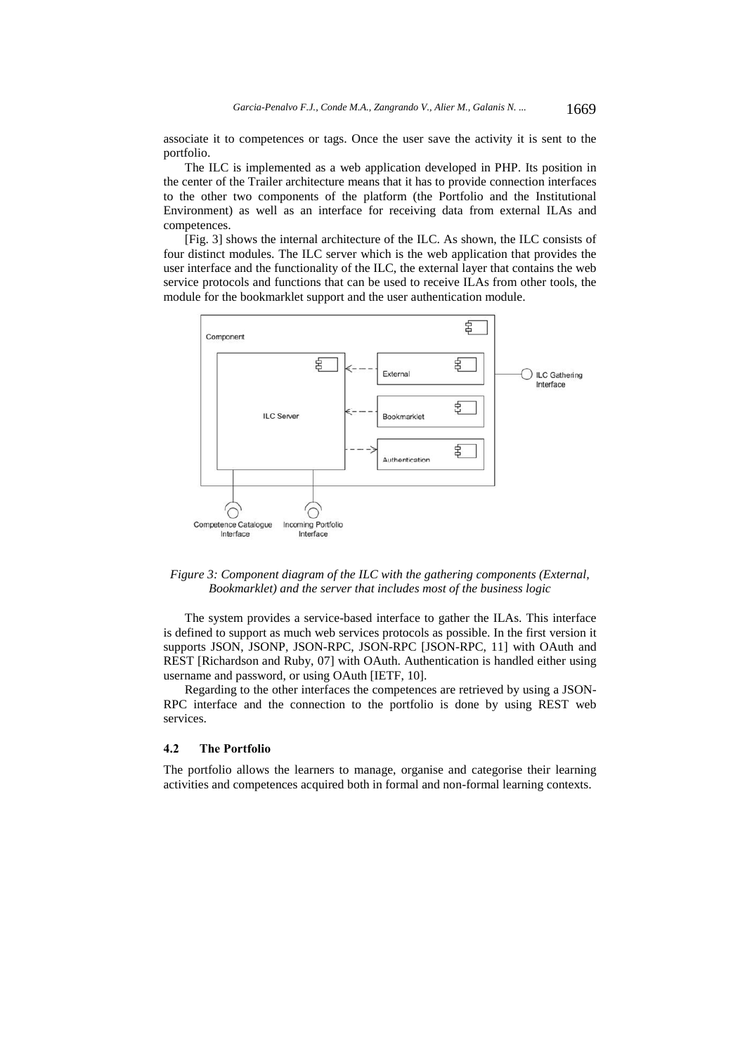associate it to competences or tags. Once the user save the activity it is sent to the portfolio.

The ILC is implemented as a web application developed in PHP. Its position in the center of the Trailer architecture means that it has to provide connection interfaces to the other two components of the platform (the Portfolio and the Institutional Environment) as well as an interface for receiving data from external ILAs and competences.

[Fig. 3] shows the internal architecture of the ILC. As shown, the ILC consists of four distinct modules. The ILC server which is the web application that provides the user interface and the functionality of the ILC, the external layer that contains the web service protocols and functions that can be used to receive ILAs from other tools, the module for the bookmarklet support and the user authentication module.

*Figure 3: Component diagram of the ILC with the gathering components (External, Bookmarklet) and the server that includes most of the business logic*

The system provides a service-based interface to gather the ILAs. This interface is defined to support as much web services protocols as possible. In the first version it supports JSON, JSONP, JSON-RPC, JSON-RPC [JSON-RPC, 11] with OAuth and REST [Richardson and Ruby, 07] with OAuth. Authentication is handled either using username and password, or using OAuth [IETF, 10].

Regarding to the other interfaces the competences are retrieved by using a JSON-RPC interface and the connection to the portfolio is done by using REST web services.

### 4.2 The Portfolio

The portfolio allows the learners to manage, organise and categorise their learning activities and competences acquired both in formal and non-formal learning contexts.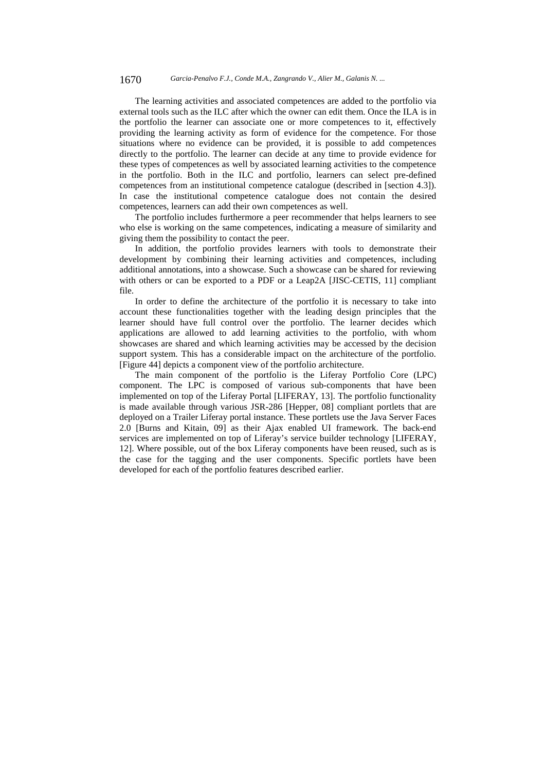The learning activities and associated competences are added to the portfolio via external tools such as the ILC after which the owner can edit them. Once the ILA is in the portfolio the learner can associate one or more competences to it, effectively providing the learning activity as form of evidence for the competence. For those situations where no evidence can be provided, it is possible to add competences directly to the portfolio. The learner can decide at any time to provide evidence for these types of competences as well by associated learning activities to the competence in the portfolio. Both in the ILC and portfolio, learners can select pre-defined competences from an institutional competence catalogue (described in [section 4.3]). In case the institutional competence catalogue does not contain the desired competences, learners can add their own competences as well.

The portfolio includes furthermore a peer recommender that helps learners to see who else is working on the same competences, indicating a measure of similarity and giving them the possibility to contact the peer.

In addition, the portfolio provides learners with tools to demonstrate their development by combining their learning activities and competences, including additional annotations, into a showcase. Such a showcase can be shared for reviewing with others or can be exported to a PDF or a Leap2A [JISC-CETIS, 11] compliant file.

In order to define the architecture of the portfolio it is necessary to take into account these functionalities together with the leading design principles that the learner should have full control over the portfolio. The learner decides which applications are allowed to add learning activities to the portfolio, with whom showcases are shared and which learning activities may be accessed by the decision support system. This has a considerable impact on the architecture of the portfolio. [Figure 44] depicts a component view of the portfolio architecture.

The main component of the portfolio is the Liferay Portfolio Core (LPC) component. The LPC is composed of various sub-components that have been implemented on top of the Liferay Portal [LIFERAY, 13]. The portfolio functionality is made available through various JSR-286 [Hepper, 08] compliant portlets that are deployed on a Trailer Liferay portal instance. These portlets use the Java Server Faces 2.0 [Burns and Kitain, 09] as their Ajax enabled UI framework. The back-end services are implemented on top of Liferay's service builder technology [LIFERAY, 12]. Where possible, out of the box Liferay components have been reused, such as is the case for the tagging and the user components. Specific portlets have been developed for each of the portfolio features described earlier.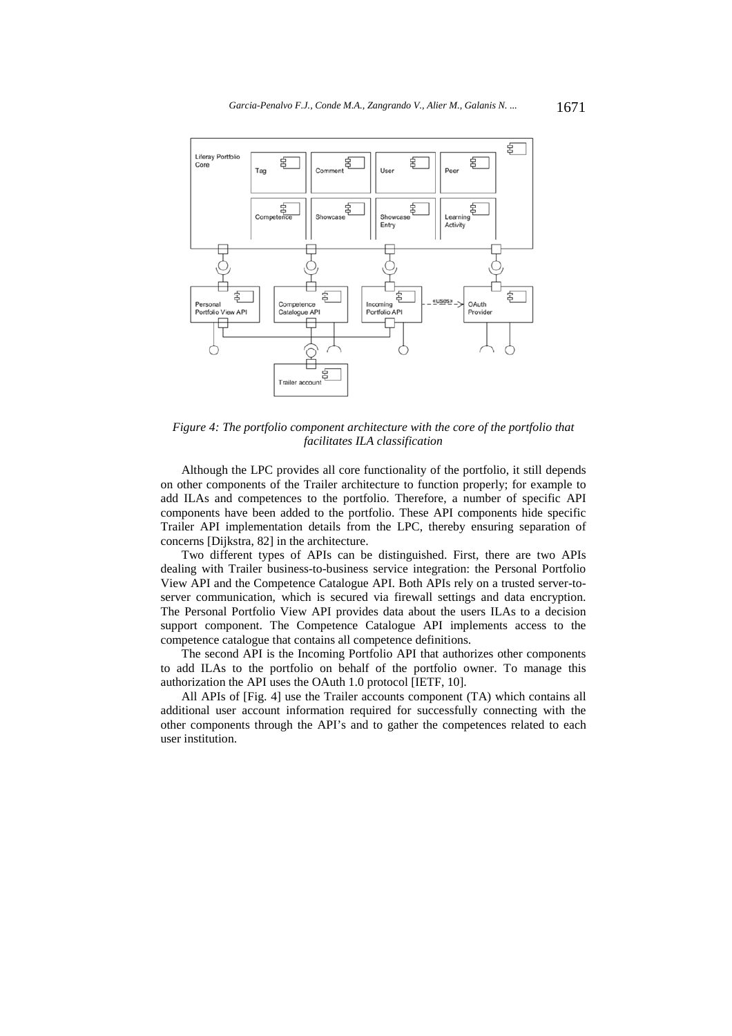*Figure 4: The portfolio component architecture with the core of the portfolio that facilitates ILA classification*

Although the LPC provides all core functionality of the portfolio, it still depends on other components of the Trailer architecture to function properly; for example to add ILAs and competences to the portfolio. Therefore, a number of specific API components have been added to the portfolio. These API components hide specific Trailer API implementation details from the LPC, thereby ensuring separation of concerns [Dijkstra, 82] in the architecture.

Two different types of APIs can be distinguished. First, there are two APIs dealing with Trailer business-to-business service integration: the Personal Portfolio View API and the Competence Catalogue API. Both APIs rely on a trusted server-to-server communication, which is secured via firewall settings and data encryption. The Personal Portfolio View API provides data about the users ILAs to a decision support component. The Competence Catalogue API implements access to the competence catalogue that contains all competence definitions.

The second API is the Incoming Portfolio API that authorizes other components to add ILAs to the portfolio on behalf of the portfolio owner. To manage this authorization the API uses the OAuth 1.0 protocol [IETF, 10].

All APIs of [Fig. 4] use the Trailer accounts component (TA) which contains all additional user account information required for successfully connecting with the other components through the API's and to gather the competences related to each user institution.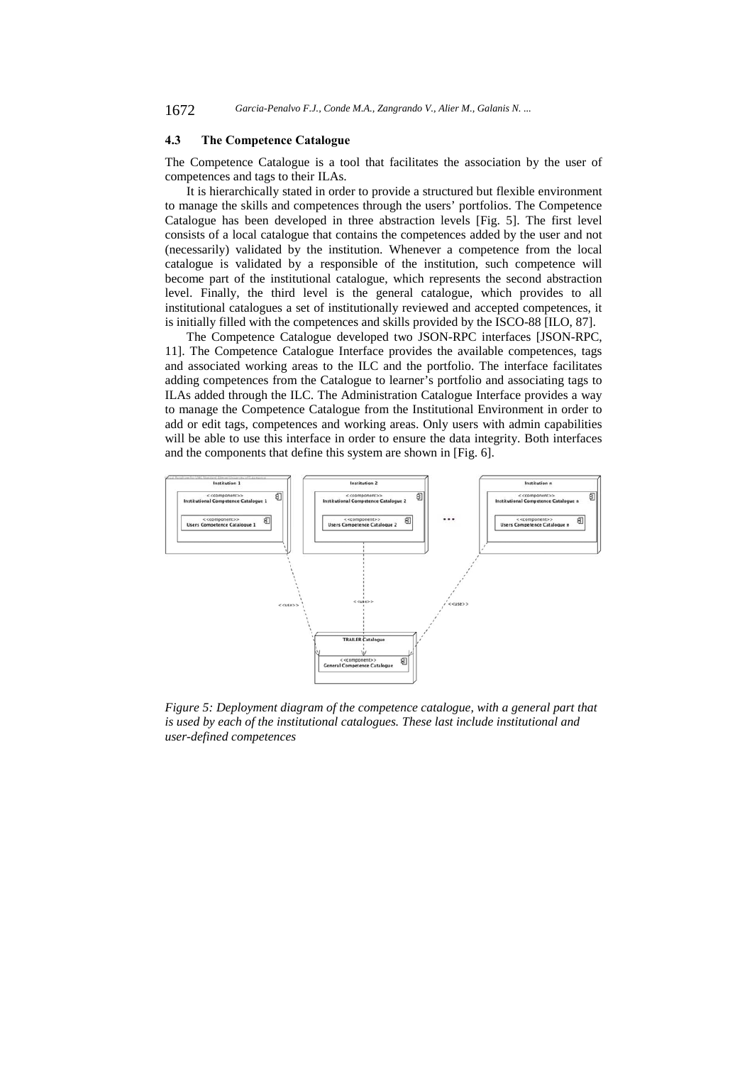### 4.3 The Competence Catalogue

The Competence Catalogue is a tool that facilitates the association by the user of competences and tags to their ILAs.

It is hierarchically stated in order to provide a structured but flexible environment to manage the skills and competences through the users' portfolios. The Competence Catalogue has been developed in three abstraction levels [Fig. 5]. The first level consists of a local catalogue that contains the competences added by the user and not (necessarily) validated by the institution. Whenever a competence from the local catalogue is validated by a responsible of the institution, such competence will become part of the institutional catalogue, which represents the second abstraction level. Finally, the third level is the general catalogue, which provides to all institutional catalogues a set of institutionally reviewed and accepted competences, it is initially filled with the competences and skills provided by the ISCO-88 [ILO, 87].

The Competence Catalogue developed two JSON-RPC interfaces [JSON-RPC, 11]. The Competence Catalogue Interface provides the available competences, tags and associated working areas to the ILC and the portfolio. The interface facilitates adding competences from the Catalogue to learner's portfolio and associating tags to ILAs added through the ILC. The Administration Catalogue Interface provides a way to manage the Competence Catalogue from the Institutional Environment in order to add or edit tags, competences and working areas. Only users with admin capabilities will be able to use this interface in order to ensure the data integrity. Both interfaces and the components that define this system are shown in [Fig. 6].

*Figure 5: Deployment diagram of the competence catalogue, with a general part that is used by each of the institutional catalogues. These last include institutional and user-defined competences*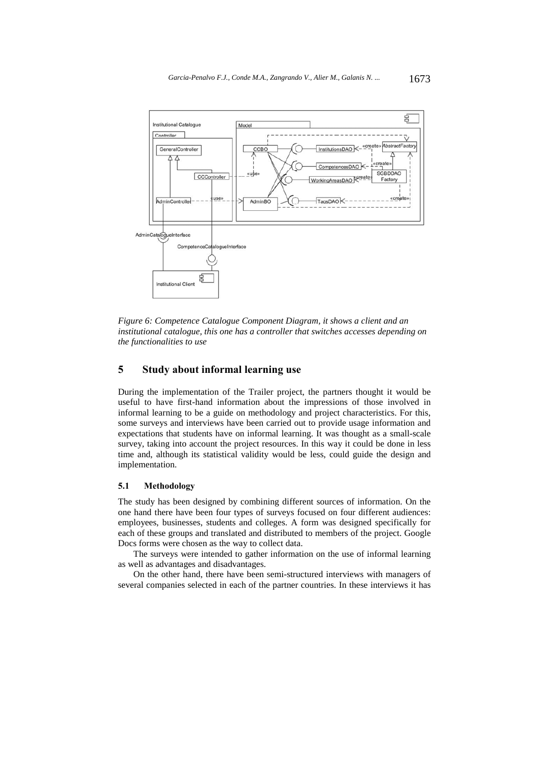*Figure 6: Competence Catalogue Component Diagram, it shows a client and an institutional catalogue, this one has a controller that switches accesses depending on the functionalities to use*

## 5 Study about informal learning use

During the implementation of the Trailer project, the partners thought it would be useful to have first-hand information about the impressions of those involved in informal learning to be a guide on methodology and project characteristics. For this, some surveys and interviews have been carried out to provide usage information and expectations that students have on informal learning. It was thought as a small-scale survey, taking into account the project resources. In this way it could be done in less time and, although its statistical validity would be less, could guide the design and implementation.

### 5.1 Methodology

The study has been designed by combining different sources of information. On the one hand there have been four types of surveys focused on four different audiences: employees, businesses, students and colleges. A form was designed specifically for each of these groups and translated and distributed to members of the project. Google Docs forms were chosen as the way to collect data.

The surveys were intended to gather information on the use of informal learning as well as advantages and disadvantages.

On the other hand, there have been semi-structured interviews with managers of several companies selected in each of the partner countries. In these interviews it has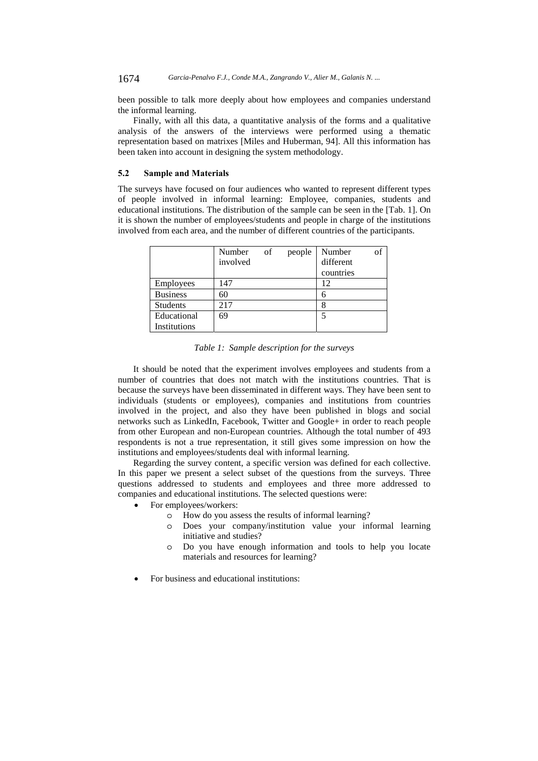been possible to talk more deeply about how employees and companies understand the informal learning.

Finally, with all this data, a quantitative analysis of the forms and a qualitative analysis of the answers of the interviews were performed using a thematic representation based on matrixes [Miles and Huberman, 94]. All this information has been taken into account in designing the system methodology.

### 5.2 Sample and Materials

The surveys have focused on four audiences who wanted to represent different types of people involved in informal learning: Employee, companies, students and educational institutions. The distribution of the sample can be seen in the [Tab. 1]. On it is shown the number of employees/students and people in charge of the institutions involved from each area, and the number of different countries of the participants.

| | Number of people involved | Number of different countries |
|---|---|---|
| Employees | 147 | 12 |
| Business | 60 | 6 |
| Students | 217 | 8 |
| Educational Institutions | 69 | 5 |

*Table 1: Sample description for the surveys*

It should be noted that the experiment involves employees and students from a number of countries that does not match with the institutions countries. That is because the surveys have been disseminated in different ways. They have been sent to individuals (students or employees), companies and institutions from countries involved in the project, and also they have been published in blogs and social networks such as LinkedIn, Facebook, Twitter and Google+ in order to reach people from other European and non-European countries. Although the total number of 493 respondents is not a true representation, it still gives some impression on how the institutions and employees/students deal with informal learning.

Regarding the survey content, a specific version was defined for each collective. In this paper we present a select subset of the questions from the surveys. Three questions addressed to students and employees and three more addressed to companies and educational institutions. The selected questions were:

- For employees/workers:
  - How do you assess the results of informal learning?
  - Does your company/institution value your informal learning initiative and studies?
  - Do you have enough information and tools to help you locate materials and resources for learning?

- For business and educational institutions: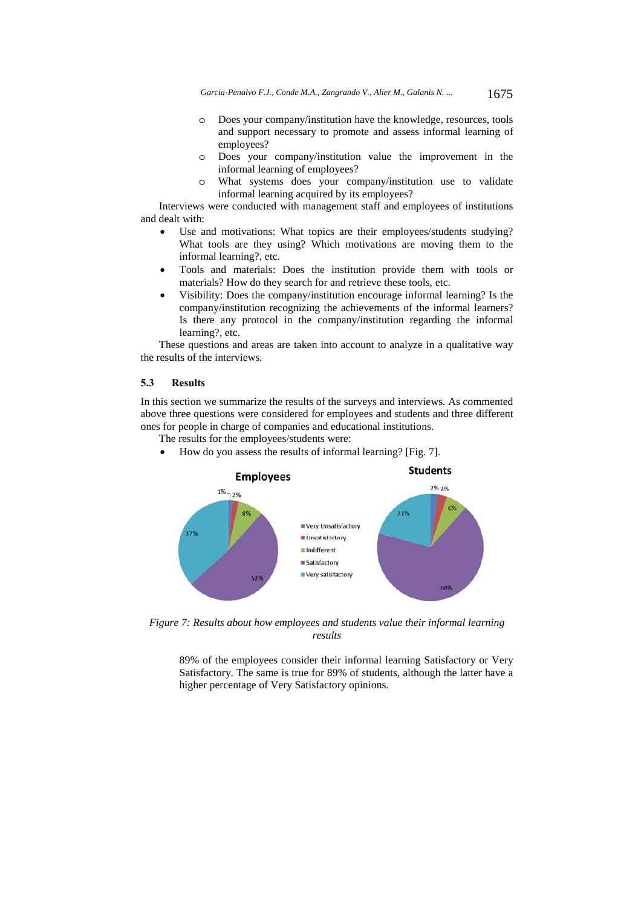- Does your company/institution have the knowledge, resources, tools and support necessary to promote and assess informal learning of employees?
- Does your company/institution value the improvement in the informal learning of employees?
- What systems does your company/institution use to validate informal learning acquired by its employees?

Interviews were conducted with management staff and employees of institutions and dealt with:

- Use and motivations: What topics are their employees/students studying? What tools are they using? Which motivations are moving them to the informal learning?, etc.
- Tools and materials: Does the institution provide them with tools or materials? How do they search for and retrieve these tools, etc.
- Visibility: Does the company/institution encourage informal learning? Is the company/institution recognizing the achievements of the informal learners? Is there any protocol in the company/institution regarding the informal learning?, etc.

These questions and areas are taken into account to analyze in a qualitative way the results of the interviews.

### 5.3 Results

In this section we summarize the results of the surveys and interviews. As commented above three questions were considered for employees and students and three different ones for people in charge of companies and educational institutions.

The results for the employees/students were:

- How do you assess the results of informal learning? [Fig. 7].

*Figure 7: Results about how employees and students value their informal learning results*

89% of the employees consider their informal learning Satisfactory or Very Satisfactory. The same is true for 89% of students, although the latter have a higher percentage of Very Satisfactory opinions.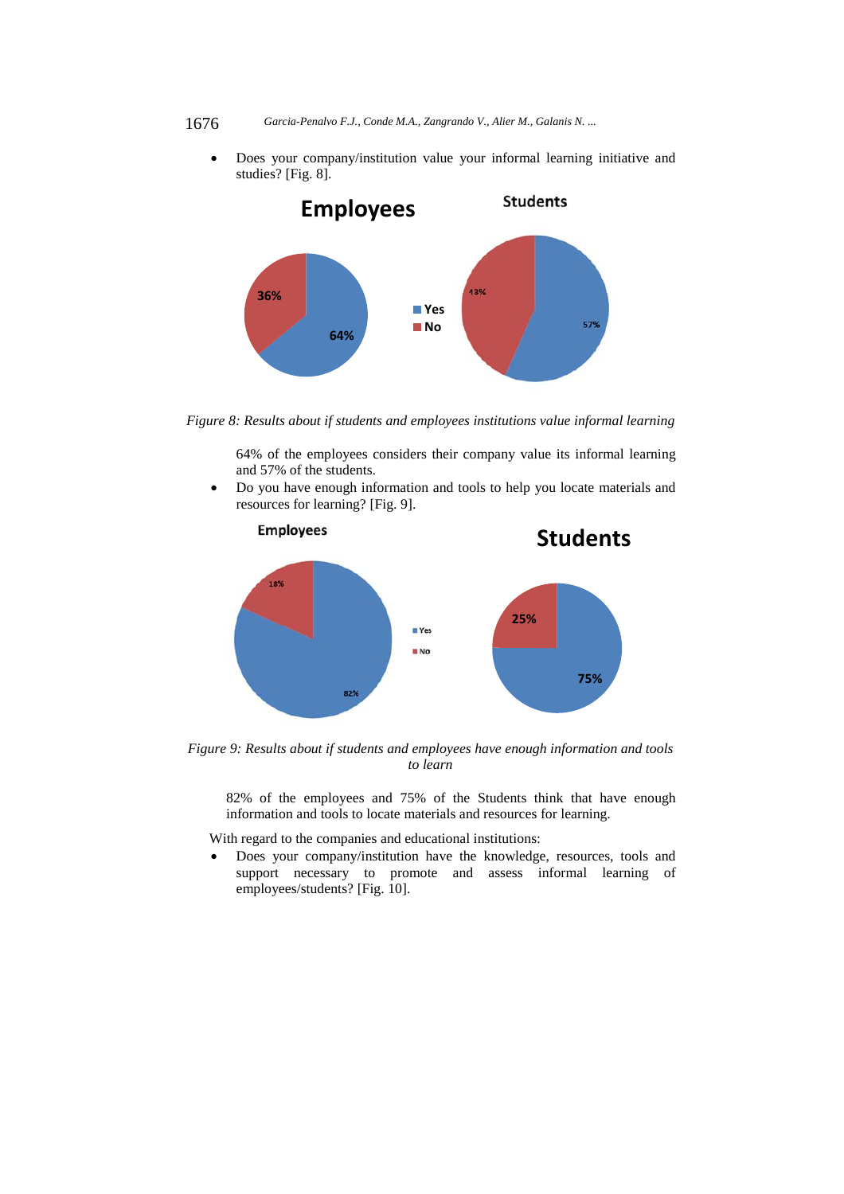- Does your company/institution value your informal learning initiative and studies? [Fig. 8].

*Figure 8: Results about if students and employees institutions value informal learning*

64% of the employees considers their company value its informal learning and 57% of the students.

- Do you have enough information and tools to help you locate materials and resources for learning? [Fig. 9].

*Figure 9: Results about if students and employees have enough information and tools to learn*

82% of the employees and 75% of the Students think that have enough information and tools to locate materials and resources for learning.

With regard to the companies and educational institutions:

- Does your company/institution have the knowledge, resources, tools and support necessary to promote and assess informal learning of employees/students? [Fig. 10].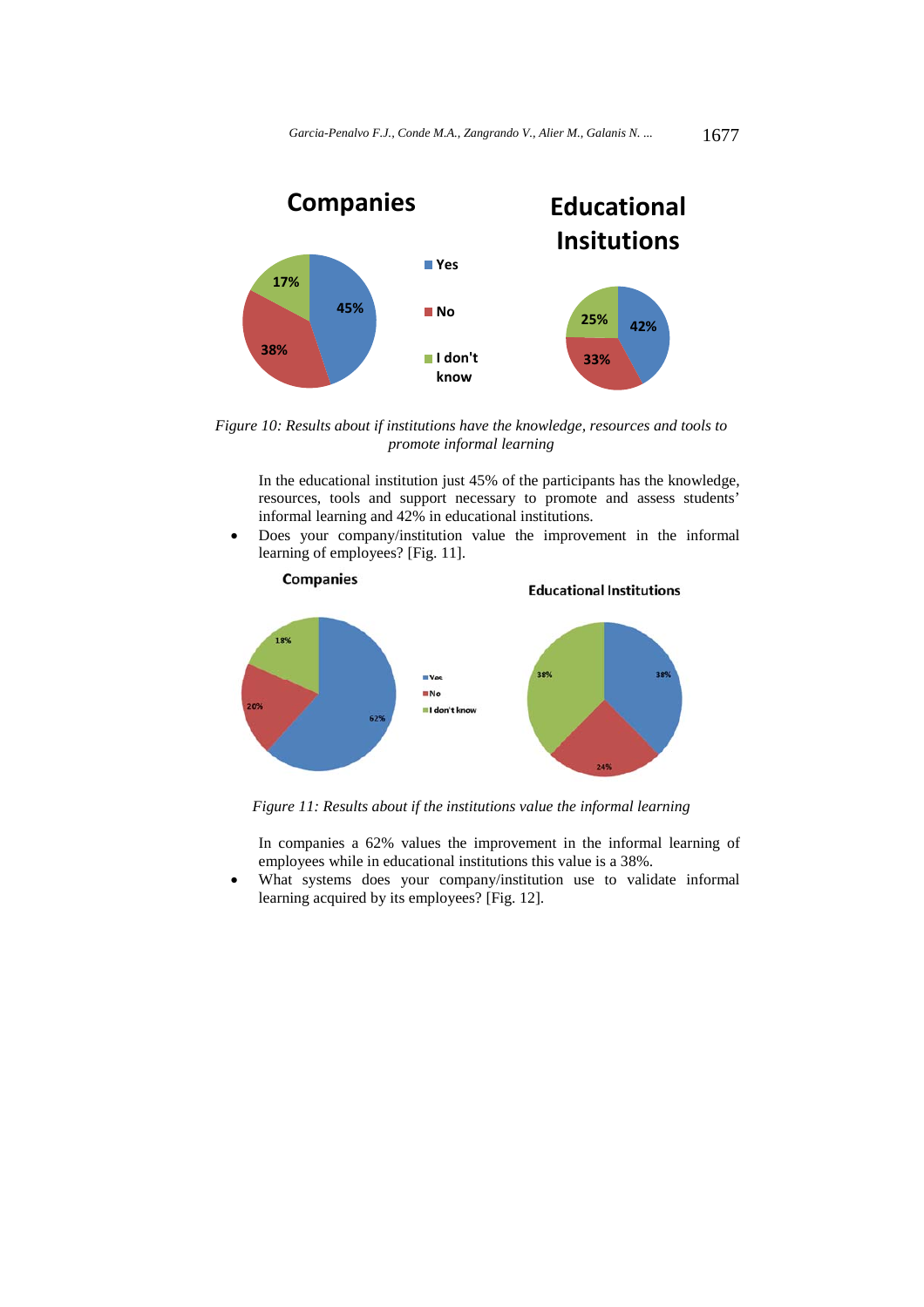*Figure 10: Results about if institutions have the knowledge, resources and tools to promote informal learning*

In the educational institution just 45% of the participants has the knowledge, resources, tools and support necessary to promote and assess students' informal learning and 42% in educational institutions.

- Does your company/institution value the improvement in the informal learning of employees? [Fig. 11].

*Figure 11: Results about if the institutions value the informal learning*

In companies a 62% values the improvement in the informal learning of employees while in educational institutions this value is a 38%.

- What systems does your company/institution use to validate informal learning acquired by its employees? [Fig. 12].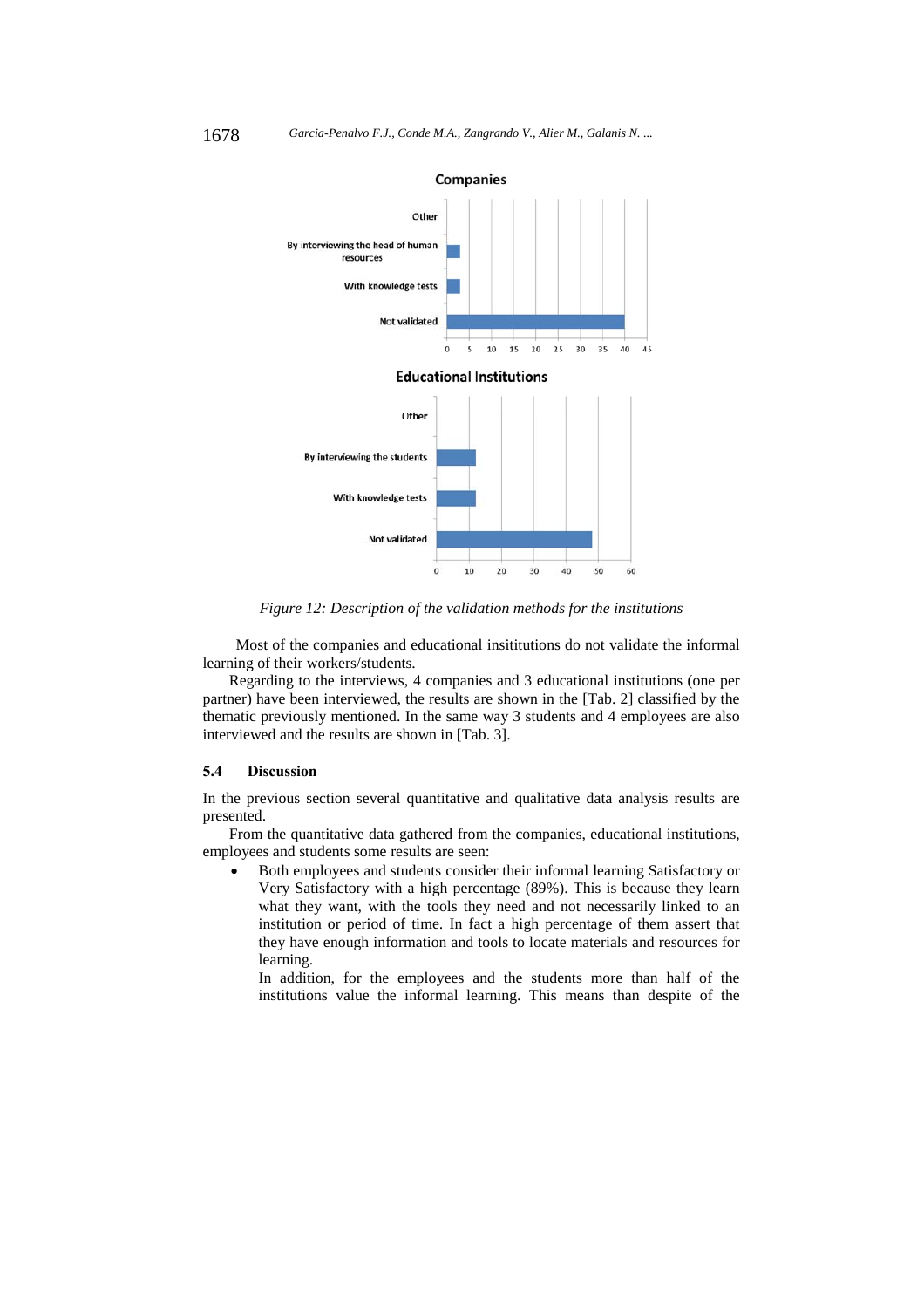Figure 12: Description of the validation methods for the institutions

Most of the companies and educational insititutions do not validate the informal learning of their workers/students.

Regarding to the interviews, 4 companies and 3 educational institutions (one per partner) have been interviewed, the results are shown in the [Tab. 2] classified by the thematic previously mentioned. In the same way 3 students and 4 employees are also interviewed and the results are shown in [Tab. 3].

### 5.4 Discussion

In the previous section several quantitative and qualitative data analysis results are presented.

From the quantitative data gathered from the companies, educational institutions, employees and students some results are seen:

- Both employees and students consider their informal learning Satisfactory or Very Satisfactory with a high percentage (89%). This is because they learn what they want, with the tools they need and not necessarily linked to an institution or period of time. In fact a high percentage of them assert that they have enough information and tools to locate materials and resources for learning.

  In addition, for the employees and the students more than half of the institutions value the informal learning. This means than despite of the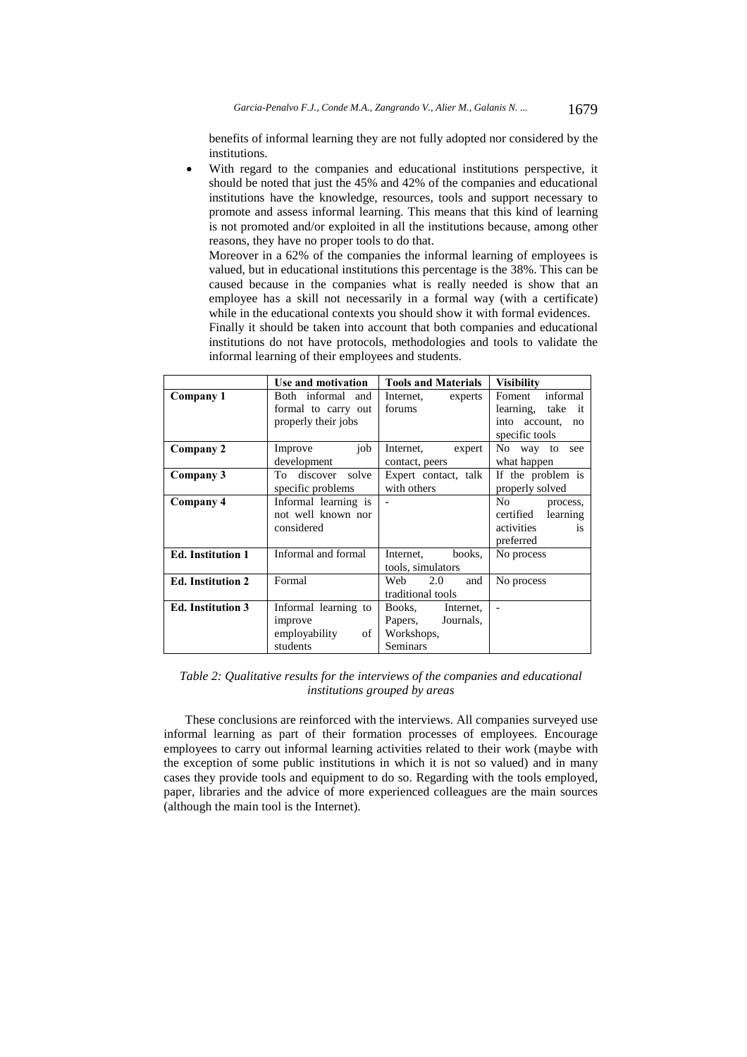benefits of informal learning they are not fully adopted nor considered by the institutions.

- With regard to the companies and educational institutions perspective, it should be noted that just the 45% and 42% of the companies and educational institutions have the knowledge, resources, tools and support necessary to promote and assess informal learning. This means that this kind of learning is not promoted and/or exploited in all the institutions because, among other reasons, they have no proper tools to do that.

  Moreover in a 62% of the companies the informal learning of employees is valued, but in educational institutions this percentage is the 38%. This can be caused because in the companies what is really needed is show that an employee has a skill not necessarily in a formal way (with a certificate) while in the educational contexts you should show it with formal evidences.

  Finally it should be taken into account that both companies and educational institutions do not have protocols, methodologies and tools to validate the informal learning of their employees and students.

| | Use and motivation | Tools and Materials | Visibility |
|---|---|---|---|
| **Company 1** | Both informal and formal to carry out properly their jobs | Internet, experts forums | Foment informal learning, take it into account, no specific tools |
| **Company 2** | Improve job development | Internet, expert contact, peers | No way to see what happen |
| **Company 3** | To discover solve specific problems | Expert contact, talk with others | If the problem is properly solved |
| **Company 4** | Informal learning is not well known nor considered | - | No process, certified learning activities is preferred |
| **Ed. Institution 1** | Informal and formal | Internet, books, tools, simulators | No process |
| **Ed. Institution 2** | Formal | Web 2.0 and traditional tools | No process |
| **Ed. Institution 3** | Informal learning to improve employability of students | Books, Internet, Papers, Journals, Workshops, Seminars | - |

*Table 2: Qualitative results for the interviews of the companies and educational institutions grouped by areas*

These conclusions are reinforced with the interviews. All companies surveyed use informal learning as part of their formation processes of employees. Encourage employees to carry out informal learning activities related to their work (maybe with the exception of some public institutions in which it is not so valued) and in many cases they provide tools and equipment to do so. Regarding with the tools employed, paper, libraries and the advice of more experienced colleagues are the main sources (although the main tool is the Internet).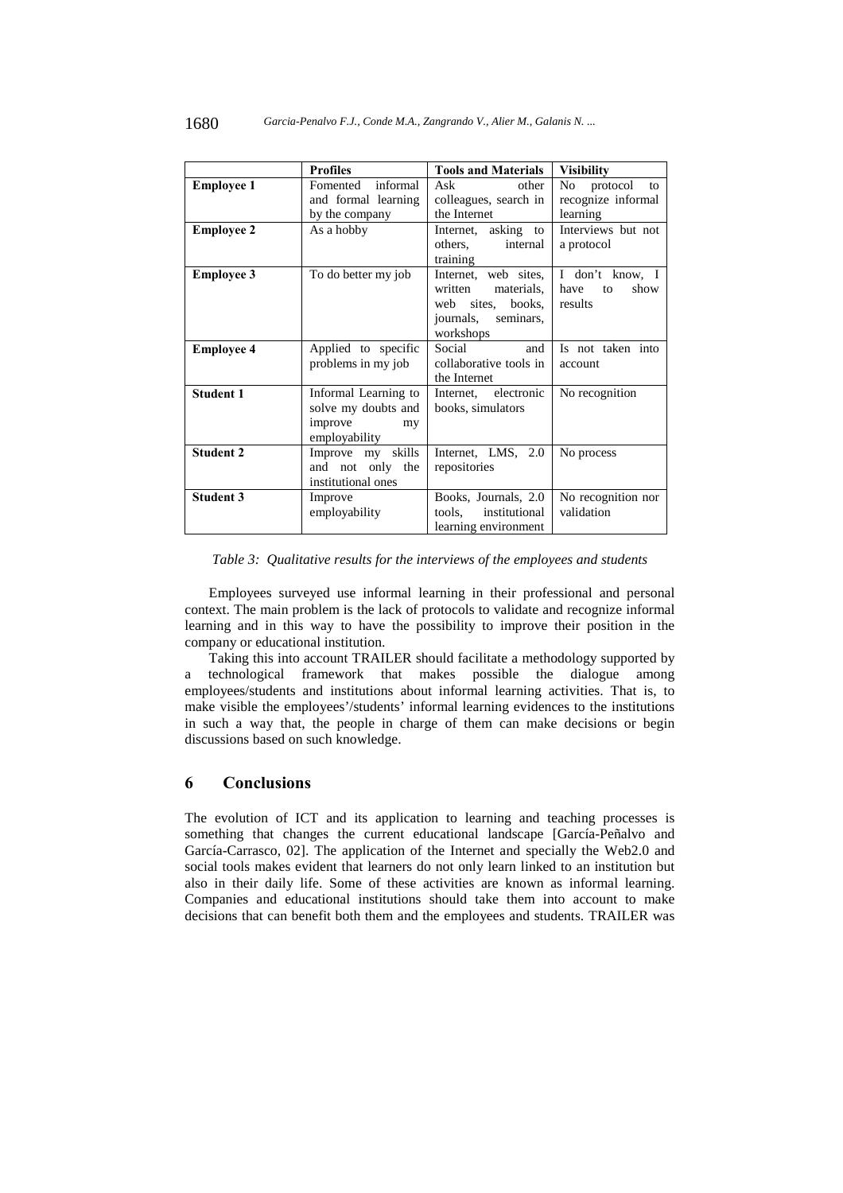| | Profiles | Tools and Materials | Visibility |
|---|---|---|---|
| **Employee 1** | Fomented informal and formal learning by the company | Ask other colleagues, search in the Internet | No protocol to recognize informal learning |
| **Employee 2** | As a hobby | Internet, asking to others, internal training | Interviews but not a protocol |
| **Employee 3** | To do better my job | Internet, web sites, written materials, web sites, books, journals, seminars, workshops | I don't know, I have to show results |
| **Employee 4** | Applied to specific problems in my job | Social and collaborative tools in the Internet | Is not taken into account |
| **Student 1** | Informal Learning to solve my doubts and improve my employability | Internet, electronic books, simulators | No recognition |
| **Student 2** | Improve my skills and not only the institutional ones | Internet, LMS, 2.0 repositories | No process |
| **Student 3** | Improve employability | Books, Journals, 2.0 tools, institutional learning environment | No recognition nor validation |

*Table 3: Qualitative results for the interviews of the employees and students*

Employees surveyed use informal learning in their professional and personal context. The main problem is the lack of protocols to validate and recognize informal learning and in this way to have the possibility to improve their position in the company or educational institution.

Taking this into account TRAILER should facilitate a methodology supported by a technological framework that makes possible the dialogue among employees/students and institutions about informal learning activities. That is, to make visible the employees'/students' informal learning evidences to the institutions in such a way that, the people in charge of them can make decisions or begin discussions based on such knowledge.

## 6 Conclusions

The evolution of ICT and its application to learning and teaching processes is something that changes the current educational landscape [García-Peñalvo and García-Carrasco, 02]. The application of the Internet and specially the Web2.0 and social tools makes evident that learners do not only learn linked to an institution but also in their daily life. Some of these activities are known as informal learning. Companies and educational institutions should take them into account to make decisions that can benefit both them and the employees and students. TRAILER was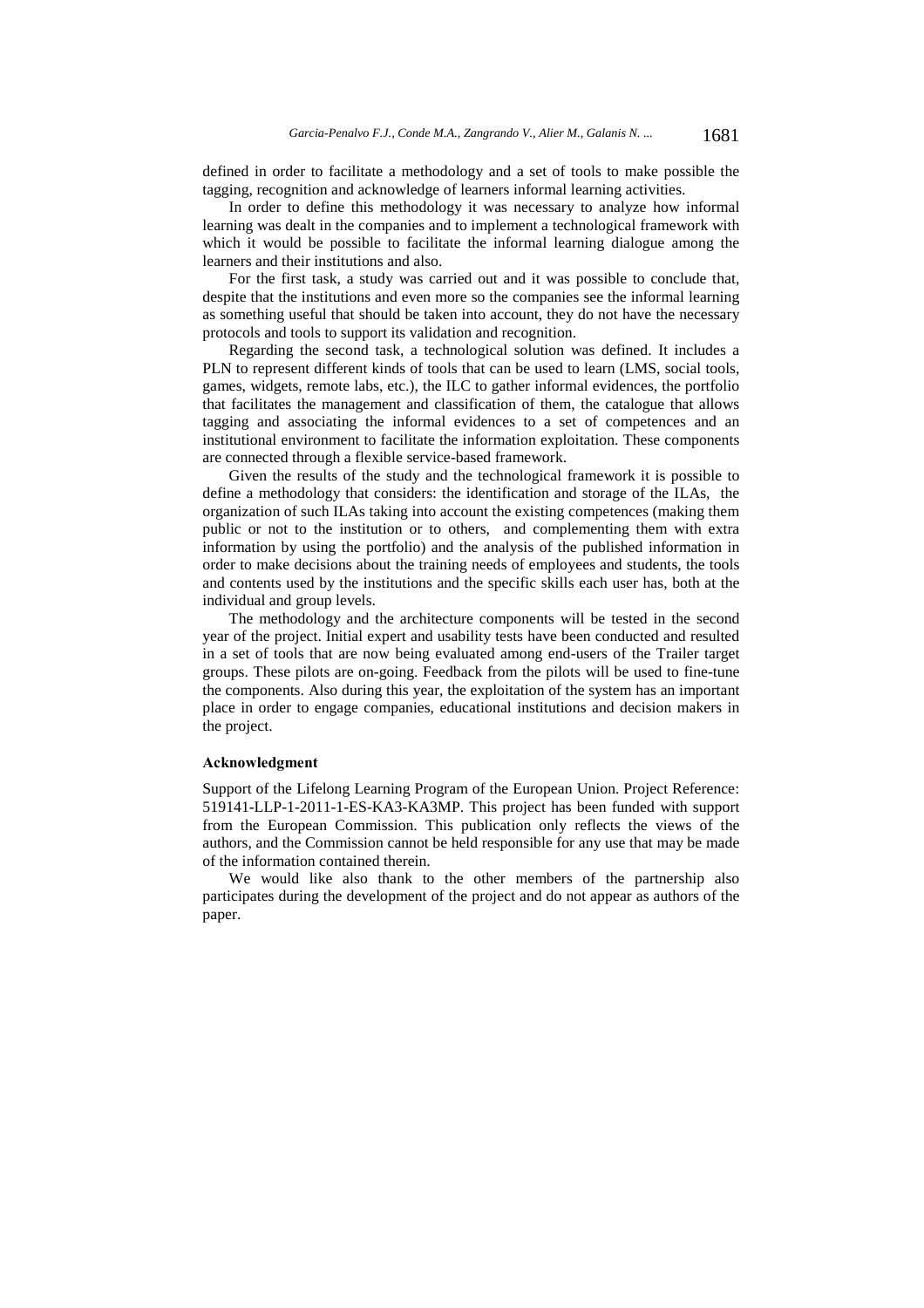defined in order to facilitate a methodology and a set of tools to make possible the tagging, recognition and acknowledge of learners informal learning activities.

In order to define this methodology it was necessary to analyze how informal learning was dealt in the companies and to implement a technological framework with which it would be possible to facilitate the informal learning dialogue among the learners and their institutions and also.

For the first task, a study was carried out and it was possible to conclude that, despite that the institutions and even more so the companies see the informal learning as something useful that should be taken into account, they do not have the necessary protocols and tools to support its validation and recognition.

Regarding the second task, a technological solution was defined. It includes a PLN to represent different kinds of tools that can be used to learn (LMS, social tools, games, widgets, remote labs, etc.), the ILC to gather informal evidences, the portfolio that facilitates the management and classification of them, the catalogue that allows tagging and associating the informal evidences to a set of competences and an institutional environment to facilitate the information exploitation. These components are connected through a flexible service-based framework.

Given the results of the study and the technological framework it is possible to define a methodology that considers: the identification and storage of the ILAs, the organization of such ILAs taking into account the existing competences (making them public or not to the institution or to others, and complementing them with extra information by using the portfolio) and the analysis of the published information in order to make decisions about the training needs of employees and students, the tools and contents used by the institutions and the specific skills each user has, both at the individual and group levels.

The methodology and the architecture components will be tested in the second year of the project. Initial expert and usability tests have been conducted and resulted in a set of tools that are now being evaluated among end-users of the Trailer target groups. These pilots are on-going. Feedback from the pilots will be used to fine-tune the components. Also during this year, the exploitation of the system has an important place in order to engage companies, educational institutions and decision makers in the project.

### Acknowledgment

Support of the Lifelong Learning Program of the European Union. Project Reference: 519141-LLP-1-2011-1-ES-KA3-KA3MP. This project has been funded with support from the European Commission. This publication only reflects the views of the authors, and the Commission cannot be held responsible for any use that may be made of the information contained therein.

We would like also thank to the other members of the partnership also participates during the development of the project and do not appear as authors of the paper.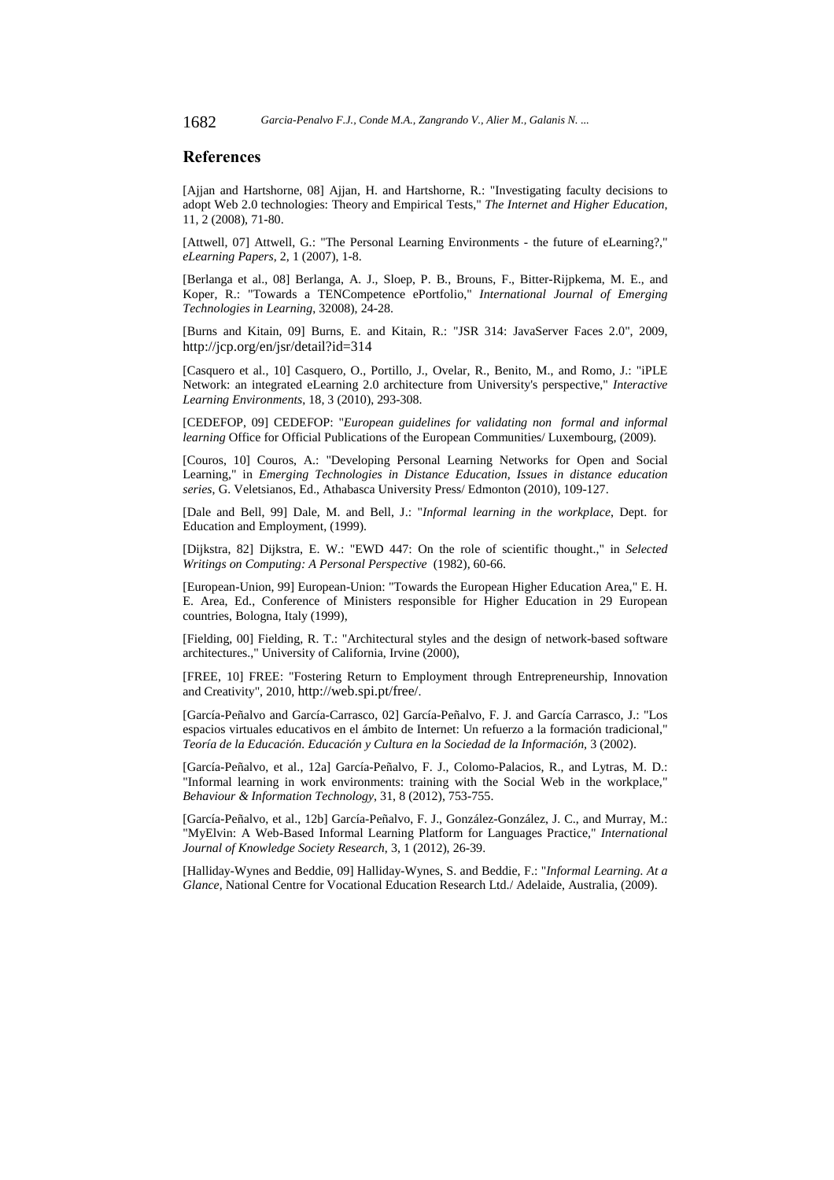## References

[Ajjan and Hartshorne, 08] Ajjan, H. and Hartshorne, R.: "Investigating faculty decisions to adopt Web 2.0 technologies: Theory and Empirical Tests," *The Internet and Higher Education*, 11, 2 (2008), 71-80.

[Attwell, 07] Attwell, G.: "The Personal Learning Environments - the future of eLearning?," *eLearning Papers*, 2, 1 (2007), 1-8.

[Berlanga et al., 08] Berlanga, A. J., Sloep, P. B., Brouns, F., Bitter-Rijpkema, M. E., and Koper, R.: "Towards a TENCompetence ePortfolio," *International Journal of Emerging Technologies in Learning*, 32008), 24-28.

[Burns and Kitain, 09] Burns, E. and Kitain, R.: "JSR 314: JavaServer Faces 2.0", 2009, http://jcp.org/en/jsr/detail?id=314

[Casquero et al., 10] Casquero, O., Portillo, J., Ovelar, R., Benito, M., and Romo, J.: "iPLE Network: an integrated eLearning 2.0 architecture from University's perspective," *Interactive Learning Environments*, 18, 3 (2010), 293-308.

[CEDEFOP, 09] CEDEFOP: "*European guidelines for validating non formal and informal learning* Office for Official Publications of the European Communities/ Luxembourg, (2009).

[Couros, 10] Couros, A.: "Developing Personal Learning Networks for Open and Social Learning," in *Emerging Technologies in Distance Education, Issues in distance education series*, G. Veletsianos, Ed., Athabasca University Press/ Edmonton (2010), 109-127.

[Dale and Bell, 99] Dale, M. and Bell, J.: "*Informal learning in the workplace*, Dept. for Education and Employment, (1999).

[Dijkstra, 82] Dijkstra, E. W.: "EWD 447: On the role of scientific thought.," in *Selected Writings on Computing: A Personal Perspective* (1982), 60-66.

[European-Union, 99] European-Union: "Towards the European Higher Education Area," E. H. E. Area, Ed., Conference of Ministers responsible for Higher Education in 29 European countries, Bologna, Italy (1999),

[Fielding, 00] Fielding, R. T.: "Architectural styles and the design of network-based software architectures.," University of California, Irvine (2000),

[FREE, 10] FREE: "Fostering Return to Employment through Entrepreneurship, Innovation and Creativity", 2010, http://web.spi.pt/free/.

[García-Peñalvo and García-Carrasco, 02] García-Peñalvo, F. J. and García Carrasco, J.: "Los espacios virtuales educativos en el ámbito de Internet: Un refuerzo a la formación tradicional," *Teoría de la Educación. Educación y Cultura en la Sociedad de la Información*, 3 (2002).

[García-Peñalvo, et al., 12a] García-Peñalvo, F. J., Colomo-Palacios, R., and Lytras, M. D.: "Informal learning in work environments: training with the Social Web in the workplace," *Behaviour & Information Technology*, 31, 8 (2012), 753-755.

[García-Peñalvo, et al., 12b] García-Peñalvo, F. J., González-González, J. C., and Murray, M.: "MyElvin: A Web-Based Informal Learning Platform for Languages Practice," *International Journal of Knowledge Society Research*, 3, 1 (2012), 26-39.

[Halliday-Wynes and Beddie, 09] Halliday-Wynes, S. and Beddie, F.: "*Informal Learning. At a Glance*, National Centre for Vocational Education Research Ltd./ Adelaide, Australia, (2009).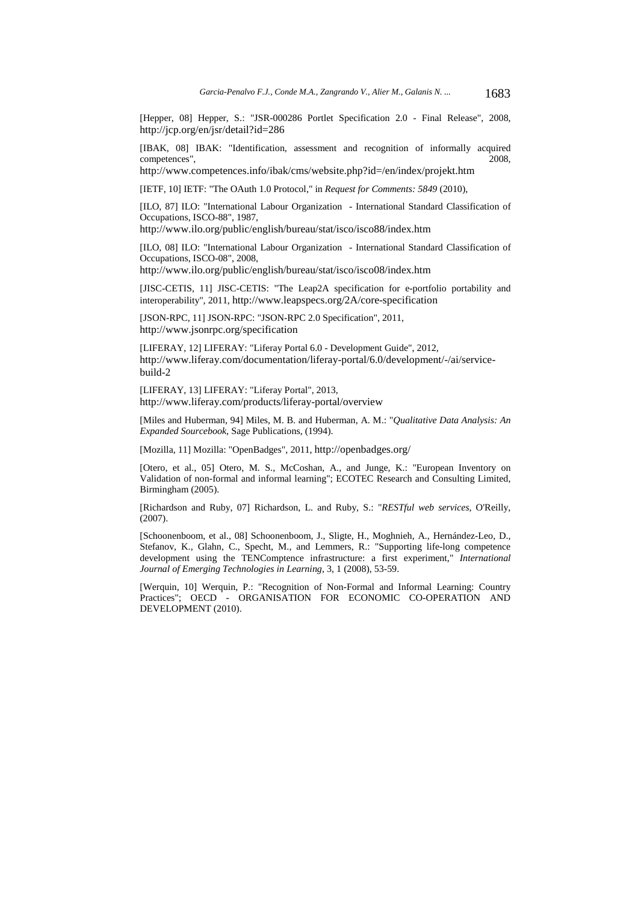[Hepper, 08] Hepper, S.: "JSR-000286 Portlet Specification 2.0 - Final Release", 2008, http://jcp.org/en/jsr/detail?id=286

[IBAK, 08] IBAK: "Identification, assessment and recognition of informally acquired competences", 2008, http://www.competences.info/ibak/cms/website.php?id=/en/index/projekt.htm

[IETF, 10] IETF: "The OAuth 1.0 Protocol," in *Request for Comments: 5849* (2010),

[ILO, 87] ILO: "International Labour Organization - International Standard Classification of Occupations, ISCO-88", 1987, http://www.ilo.org/public/english/bureau/stat/isco/isco88/index.htm

[ILO, 08] ILO: "International Labour Organization - International Standard Classification of Occupations, ISCO-08", 2008, http://www.ilo.org/public/english/bureau/stat/isco/isco08/index.htm

[JISC-CETIS, 11] JISC-CETIS: "The Leap2A specification for e-portfolio portability and interoperability", 2011, http://www.leapspecs.org/2A/core-specification

[JSON-RPC, 11] JSON-RPC: "JSON-RPC 2.0 Specification", 2011, http://www.jsonrpc.org/specification

[LIFERAY, 12] LIFERAY: "Liferay Portal 6.0 - Development Guide", 2012, http://www.liferay.com/documentation/liferay-portal/6.0/development/-/ai/service-build-2

[LIFERAY, 13] LIFERAY: "Liferay Portal", 2013, http://www.liferay.com/products/liferay-portal/overview

[Miles and Huberman, 94] Miles, M. B. and Huberman, A. M.: "*Qualitative Data Analysis: An Expanded Sourcebook*, Sage Publications, (1994).

[Mozilla, 11] Mozilla: "OpenBadges", 2011, http://openbadges.org/

[Otero, et al., 05] Otero, M. S., McCoshan, A., and Junge, K.: "European Inventory on Validation of non-formal and informal learning"; ECOTEC Research and Consulting Limited, Birmingham (2005).

[Richardson and Ruby, 07] Richardson, L. and Ruby, S.: "*RESTful web services*, O'Reilly, (2007).

[Schoonenboom, et al., 08] Schoonenboom, J., Sligte, H., Moghnieh, A., Hernández-Leo, D., Stefanov, K., Glahn, C., Specht, M., and Lemmers, R.: "Supporting life-long competence development using the TENComptence infrastructure: a first experiment," *International Journal of Emerging Technologies in Learning*, 3, 1 (2008), 53-59.

[Werquin, 10] Werquin, P.: "Recognition of Non-Formal and Informal Learning: Country Practices"; OECD - ORGANISATION FOR ECONOMIC CO-OPERATION AND DEVELOPMENT (2010).